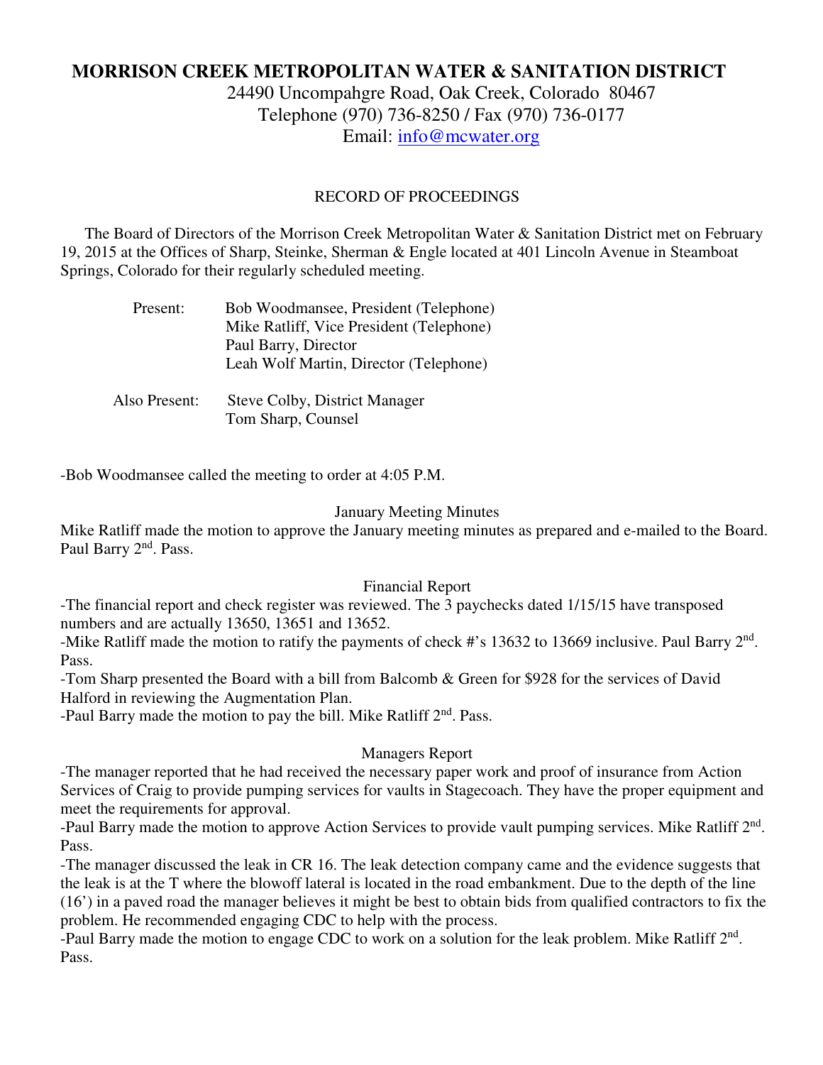# MORRISON CREEK METROPOLITAN WATER & SANITATION DISTRICT

24490 Uncompahgre Road, Oak Creek, Colorado 80467
Telephone (970) 736-8250 / Fax (970) 736-0177
Email: info@mcwater.org

RECORD OF PROCEEDINGS

The Board of Directors of the Morrison Creek Metropolitan Water & Sanitation District met on February 19, 2015 at the Offices of Sharp, Steinke, Sherman & Engle located at 401 Lincoln Avenue in Steamboat Springs, Colorado for their regularly scheduled meeting.

Present:
- Bob Woodmansee, President (Telephone)
- Mike Ratliff, Vice President (Telephone)
- Paul Barry, Director
- Leah Wolf Martin, Director (Telephone)

Also Present:
- Steve Colby, District Manager
- Tom Sharp, Counsel

-Bob Woodmansee called the meeting to order at 4:05 P.M.

January Meeting Minutes

Mike Ratliff made the motion to approve the January meeting minutes as prepared and e-mailed to the Board. Paul Barry 2nd. Pass.

Financial Report

-The financial report and check register was reviewed. The 3 paychecks dated 1/15/15 have transposed numbers and are actually 13650, 13651 and 13652.

-Mike Ratliff made the motion to ratify the payments of check #'s 13632 to 13669 inclusive. Paul Barry 2nd. Pass.

-Tom Sharp presented the Board with a bill from Balcomb & Green for $928 for the services of David Halford in reviewing the Augmentation Plan.

-Paul Barry made the motion to pay the bill. Mike Ratliff 2nd. Pass.

Managers Report

-The manager reported that he had received the necessary paper work and proof of insurance from Action Services of Craig to provide pumping services for vaults in Stagecoach. They have the proper equipment and meet the requirements for approval.

-Paul Barry made the motion to approve Action Services to provide vault pumping services. Mike Ratliff 2nd. Pass.

-The manager discussed the leak in CR 16. The leak detection company came and the evidence suggests that the leak is at the T where the blowoff lateral is located in the road embankment. Due to the depth of the line (16') in a paved road the manager believes it might be best to obtain bids from qualified contractors to fix the problem. He recommended engaging CDC to help with the process.

-Paul Barry made the motion to engage CDC to work on a solution for the leak problem. Mike Ratliff 2nd. Pass.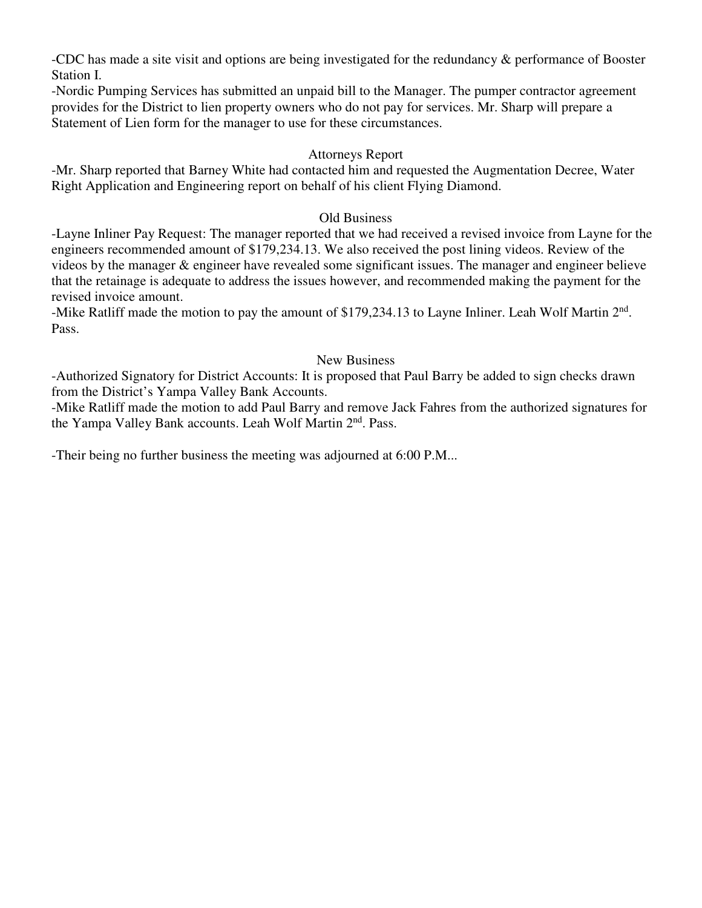-CDC has made a site visit and options are being investigated for the redundancy & performance of Booster Station I.
-Nordic Pumping Services has submitted an unpaid bill to the Manager. The pumper contractor agreement provides for the District to lien property owners who do not pay for services. Mr. Sharp will prepare a Statement of Lien form for the manager to use for these circumstances.

## Attorneys Report

-Mr. Sharp reported that Barney White had contacted him and requested the Augmentation Decree, Water Right Application and Engineering report on behalf of his client Flying Diamond.

## Old Business

-Layne Inliner Pay Request: The manager reported that we had received a revised invoice from Layne for the engineers recommended amount of $179,234.13. We also received the post lining videos. Review of the videos by the manager & engineer have revealed some significant issues. The manager and engineer believe that the retainage is adequate to address the issues however, and recommended making the payment for the revised invoice amount.
-Mike Ratliff made the motion to pay the amount of $179,234.13 to Layne Inliner. Leah Wolf Martin 2nd. Pass.

## New Business

-Authorized Signatory for District Accounts: It is proposed that Paul Barry be added to sign checks drawn from the District's Yampa Valley Bank Accounts.
-Mike Ratliff made the motion to add Paul Barry and remove Jack Fahres from the authorized signatures for the Yampa Valley Bank accounts. Leah Wolf Martin 2nd. Pass.

-Their being no further business the meeting was adjourned at 6:00 P.M...